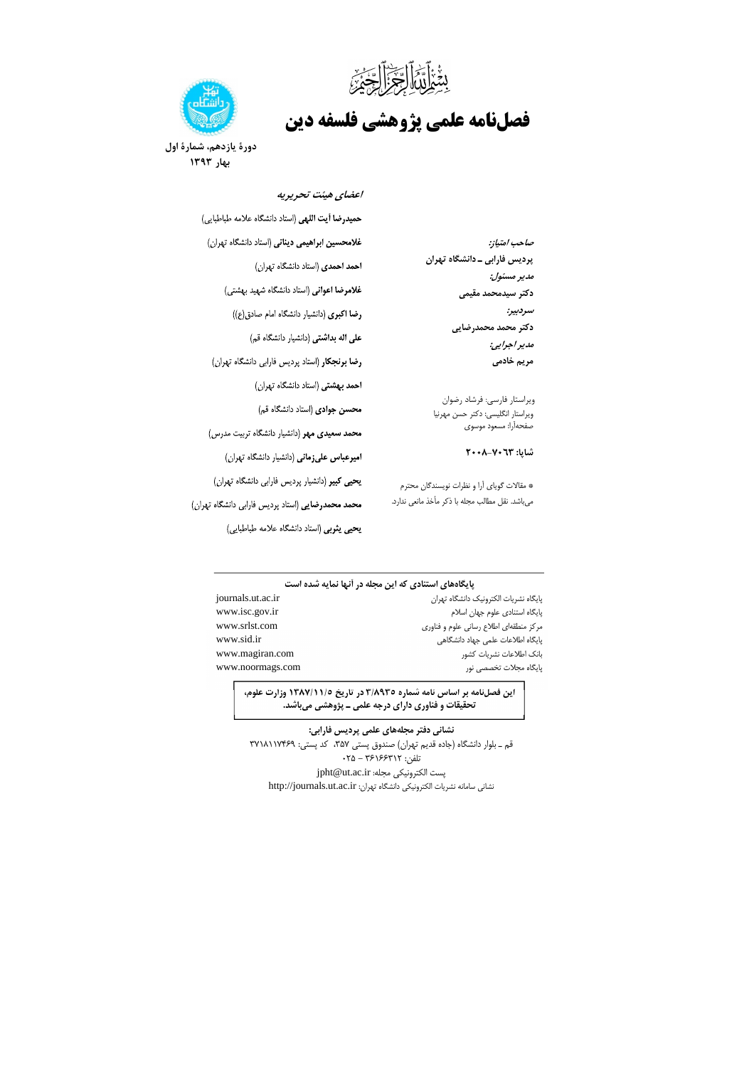بسم الله الرحمن الرحیم

# فصل‌نامه علمی پژوهشی فلسفه دین

**دورهٔ یازدهم، شمارهٔ اول**
**بهار ۱۳۹۳**

*صاحب امتیاز:*
**پردیس فارابی ـ دانشگاه تهران**

*مدیر مسئول:*
**دکتر سیدمحمد مقیمی**

*سردبیر:*
**دکتر محمد محمدرضایی**

*مدیر اجرایی:*
**مریم خادمی**

ویراستار فارسی: فرشاد رضوان
ویراستار انگلیسی: دکتر حسن مهرنیا
صفحه‌آرا: مسعود موسوی

**شاپا: ۷۰۶۳-۲۰۰۸**

* مقالات گویای آرا و نظرات نویسندگان محترم می‌باشد. نقل مطالب مجله با ذکر مأخذ مانعی ندارد.

## *اعضای هیئت تحریریه*

**حمیدرضا آیت اللهی** (استاد دانشگاه علامه طباطبایی)

**غلامحسین ابراهیمی دینانی** (استاد دانشگاه تهران)

**احمد احمدی** (استاد دانشگاه تهران)

**غلامرضا اعوانی** (استاد دانشگاه شهید بهشتی)

**رضا اکبری** (دانشیار دانشگاه امام صادق(ع))

**علی اله بداشتی** (دانشیار دانشگاه قم)

**رضا برنجکار** (استاد پردیس فارابی دانشگاه تهران)

**احمد بهشتی** (استاد دانشگاه تهران)

**محسن جوادی** (استاد دانشگاه قم)

**محمد سعیدی مهر** (دانشیار دانشگاه تربیت مدرس)

**امیرعباس علی‌زمانی** (دانشیار دانشگاه تهران)

**یحیی کبیر** (دانشیار پردیس فارابی دانشگاه تهران)

**محمد محمدرضایی** (استاد پردیس فارابی دانشگاه تهران)

**یحیی یثربی** (استاد دانشگاه علامه طباطبایی)

**پایگاه‌های استنادی که این مجله در آنها نمایه شده است**

| | |
|---|---|
| پایگاه نشریات الکترونیک دانشگاه تهران | journals.ut.ac.ir |
| پایگاه استنادی علوم جهان اسلام | www.isc.gov.ir |
| مرکز منطقه‌ای اطلاع رسانی علوم و فناوری | www.srlst.com |
| پایگاه اطلاعات علمی جهاد دانشگاهی | www.sid.ir |
| بانک اطلاعات نشریات کشور | www.magiran.com |
| پایگاه مجلات تخصصی نور | www.noormags.com |

**این فصل‌نامه بر اساس نامه شماره ۳/۸۹۳۵ در تاریخ ۱۳۸۷/۱۱/۵ وزارت علوم، تحقیقات و فناوری دارای درجه علمی ـ پژوهشی می‌باشد.**

**نشانی دفتر مجله‌های علمی پردیس فارابی:**
قم ـ بلوار دانشگاه (جاده قدیم تهران) صندوق پستی ۳۵۷، کد پستی: ۳۷۱۸۱۱۷۴۶۹
تلفن: ۳۶۱۶۶۳۱۲ – ۰۲۵
پست الکترونیکی مجله: jpht@ut.ac.ir
نشانی سامانه نشریات الکترونیکی دانشگاه تهران: http://journals.ut.ac.ir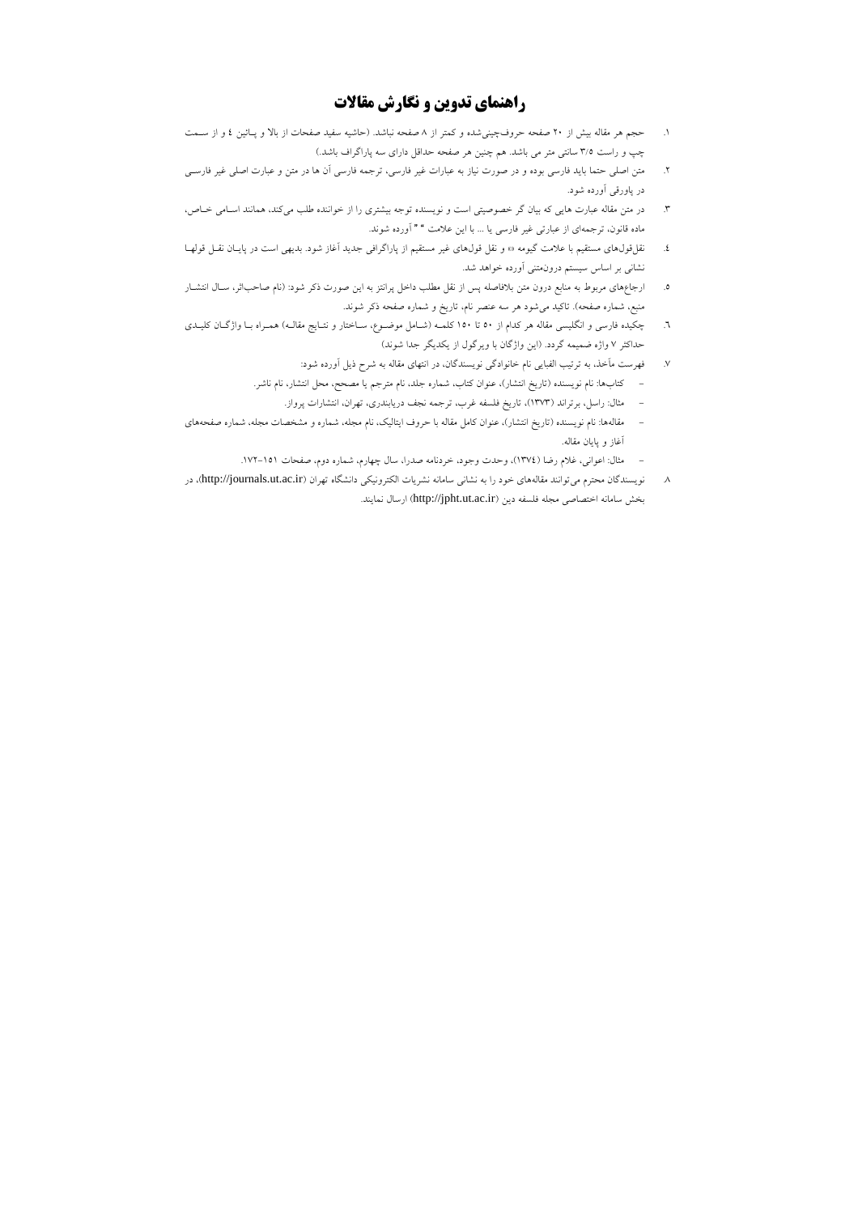# راهنمای تدوین و نگارش مقالات

۱. حجم هر مقاله بیش از ۲۰ صفحه حروف‌چینی‌شده و کمتر از ۸ صفحه نباشد. (حاشیه سفید صفحات از بالا و پائین ٤ و از سمت چپ و راست ۳/۵ سانتی متر می باشد. هم چنین هر صفحه حداقل دارای سه پاراگراف باشد.)

۲. متن اصلی حتما باید فارسی بوده و در صورت نیاز به عبارات غیر فارسی، ترجمه فارسی آن ها در متن و عبارت اصلی غیر فارسی در پاورقی آورده شود.

۳. در متن مقاله عبارت هایی که بیان گر خصوصیتی است و نویسنده توجه بیشتری را از خواننده طلب می‌کند، همانند اسامی خاص، ماده قانون، ترجمه‌ای از عبارتی غیر فارسی یا ... با این علامت " " آورده شوند.

٤. نقل‌قول‌های مستقیم با علامت گیومه «» و نقل قول‌های غیر مستقیم از پاراگرافی جدید آغاز شود. بدیهی است در پایان نقل قولها نشانی بر اساس سیستم درون‌متنی آورده خواهد شد.

۵. ارجاع‌های مربوط به منابع درون متن بلافاصله پس از نقل مطلب داخل پرانتز به این صورت ذکر شود: (نام صاحب‌اثر، سال انتشار منبع، شماره صفحه). تاکید می‌شود هر سه عنصر نام، تاریخ و شماره صفحه ذکر شوند.

٦. چکیده فارسی و انگلیسی مقاله هر کدام از ۵۰ تا ۱۵۰ کلمه (شامل موضوع، ساختار و نتایج مقاله) همراه با واژگان کلیدی حداکثر ۷ واژه ضمیمه گردد. (این واژگان با ویرگول از یکدیگر جدا شوند)

۷. فهرست مآخذ، به ترتیب الفبایی نام خانوادگی نویسندگان، در انتهای مقاله به شرح ذیل آورده شود:
   - کتاب‌ها: نام نویسنده (تاریخ انتشار)، عنوان کتاب، شماره جلد، نام مترجم یا مصحح، محل انتشار، نام ناشر.
   - مثال: راسل، برتراند (۱۳۷۳)، تاریخ فلسفه غرب، ترجمه نجف دریابندری، تهران، انتشارات پرواز.
   - مقاله‌ها: نام نویسنده (تاریخ انتشار)، عنوان کامل مقاله با حروف ایتالیک، نام مجله، شماره و مشخصات مجله، شماره صفحه‌های آغاز و پایان مقاله.
   - مثال: اعوانی، غلام رضا (۱۳۷٤)، وحدت وجود، خردنامه صدرا، سال چهارم، شماره دوم، صفحات ۱۵۱-۱۷۲.

۸. نویسندگان محترم می‌توانند مقاله‌های خود را به نشانی سامانه نشریات الکترونیکی دانشگاه تهران (http://journals.ut.ac.ir)، در بخش سامانه اختصاصی مجله فلسفه دین (http://jpht.ut.ac.ir) ارسال نمایند.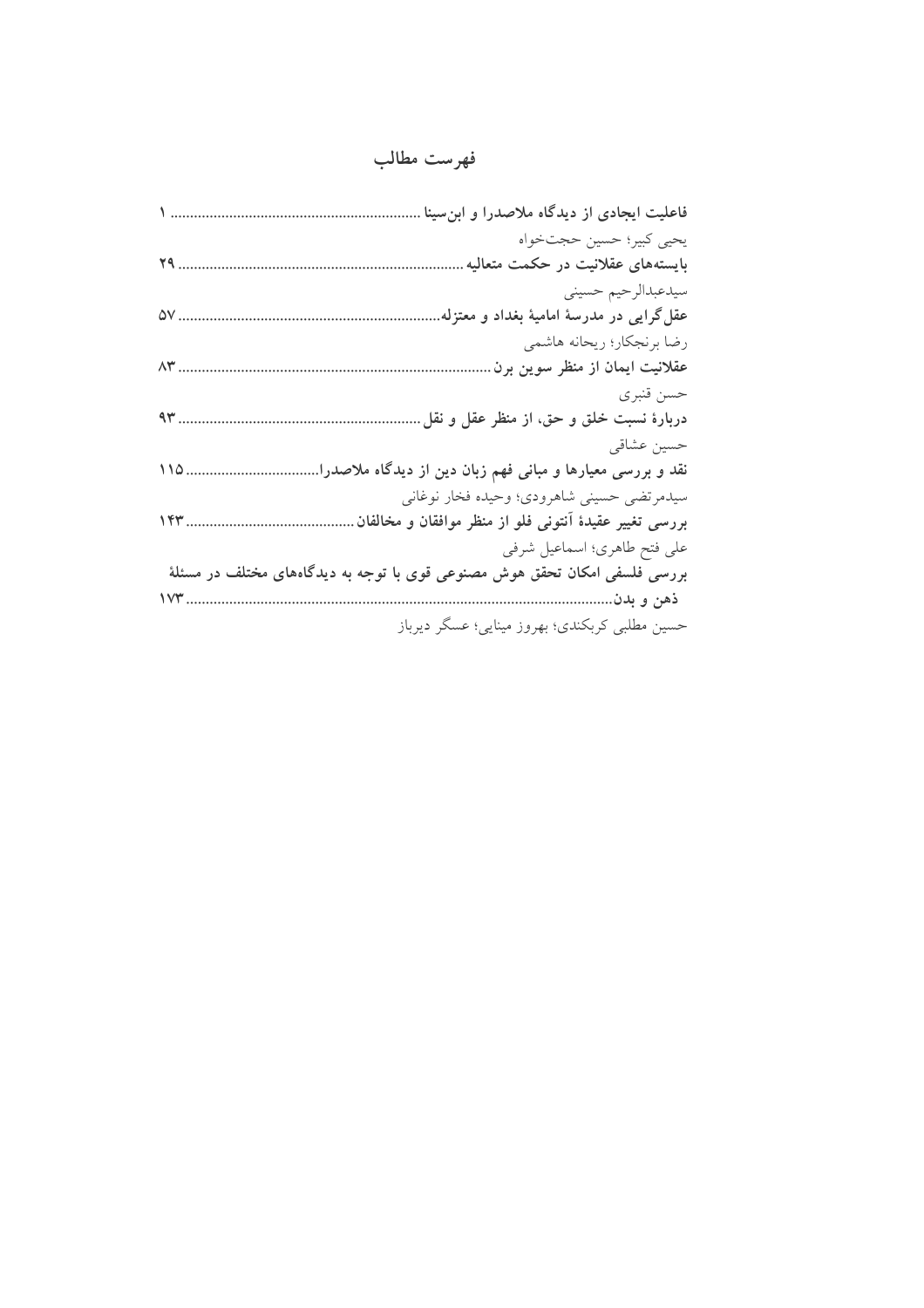# فهرست مطالب

**فاعلیت ایجادی از دیدگاه ملاصدرا و ابن‌سینا** ............................................................ ۱

یحیی کبیر؛ حسین حجت‌خواه

**بایسته‌های عقلانیت در حکمت متعالیه** ........................................................................ ۲۹

سیدعبدالرحیم حسینی

**عقل‌گرایی در مدرسهٔ امامیهٔ بغداد و معتزله**................................................................ ۵۷

رضا برنجکار؛ ریحانه هاشمی

**عقلانیت ایمان از منظر سوین برن** ................................................................................ ۸۳

حسن قنبری

**دربارهٔ نسبت خلق و حق، از منظر عقل و نقل** ............................................................ ۹۳

حسین عشاقی

**نقد و بررسی معیارها و مبانی فهم زبان دین از دیدگاه ملاصدرا**.................................. ۱۱۵

سیدمرتضی حسینی شاهرودی؛ وحیده فخار نوغانی

**بررسی تغییر عقیدهٔ آنتونی فلو از منظر موافقان و مخالفان** ........................................... ۱۴۳

علی فتح طاهری؛ اسماعیل شرفی

**بررسی فلسفی امکان تحقق هوش مصنوعی قوی با توجه به دیدگاه‌های مختلف در مسئلهٔ ذهن و بدن**................................................................................................................ ۱۷۳

حسین مطلبی کربکندی؛ بهروز مینایی؛ عسگر دیرباز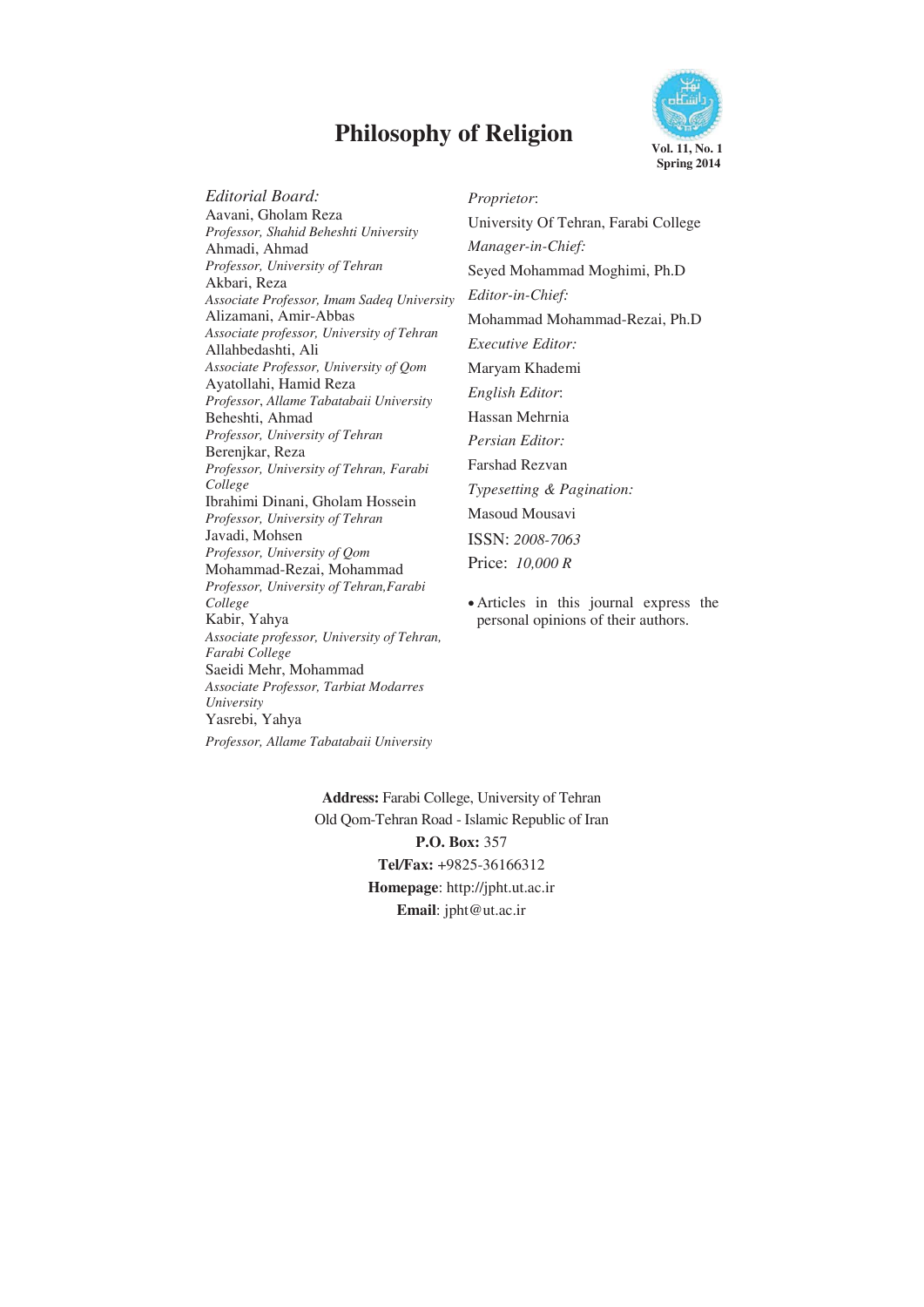# Philosophy of Religion

**Vol. 11, No. 1**
**Spring 2014**

*Editorial Board:*

Aavani, Gholam Reza
*Professor, Shahid Beheshti University*

Ahmadi, Ahmad
*Professor, University of Tehran*

Akbari, Reza
*Associate Professor, Imam Sadeq University*

Alizamani, Amir-Abbas
*Associate professor, University of Tehran*

Allahbedashti, Ali
*Associate Professor, University of Qom*

Ayatollahi, Hamid Reza
*Professor, Allame Tabatabaii University*

Beheshti, Ahmad
*Professor, University of Tehran*

Berenjkar, Reza
*Professor, University of Tehran, Farabi College*

Ibrahimi Dinani, Gholam Hossein
*Professor, University of Tehran*

Javadi, Mohsen
*Professor, University of Qom*

Mohammad-Rezai, Mohammad
*Professor, University of Tehran,Farabi College*

Kabir, Yahya
*Associate professor, University of Tehran, Farabi College*

Saeidi Mehr, Mohammad
*Associate Professor, Tarbiat Modarres University*

Yasrebi, Yahya
*Professor, Allame Tabatabaii University*

*Proprietor*:
University Of Tehran, Farabi College

*Manager-in-Chief:*
Seyed Mohammad Moghimi, Ph.D

*Editor-in-Chief:*
Mohammad Mohammad-Rezai, Ph.D

*Executive Editor:*
Maryam Khademi

*English Editor*:
Hassan Mehrnia

*Persian Editor:*
Farshad Rezvan

*Typesetting & Pagination:*
Masoud Mousavi

ISSN: *2008-7063*

Price: *10,000 R*

- Articles in this journal express the personal opinions of their authors.

**Address:** Farabi College, University of Tehran
Old Qom-Tehran Road - Islamic Republic of Iran
**P.O. Box:** 357
**Tel/Fax:** +9825-36166312
**Homepage**: http://jpht.ut.ac.ir
**Email**: jpht@ut.ac.ir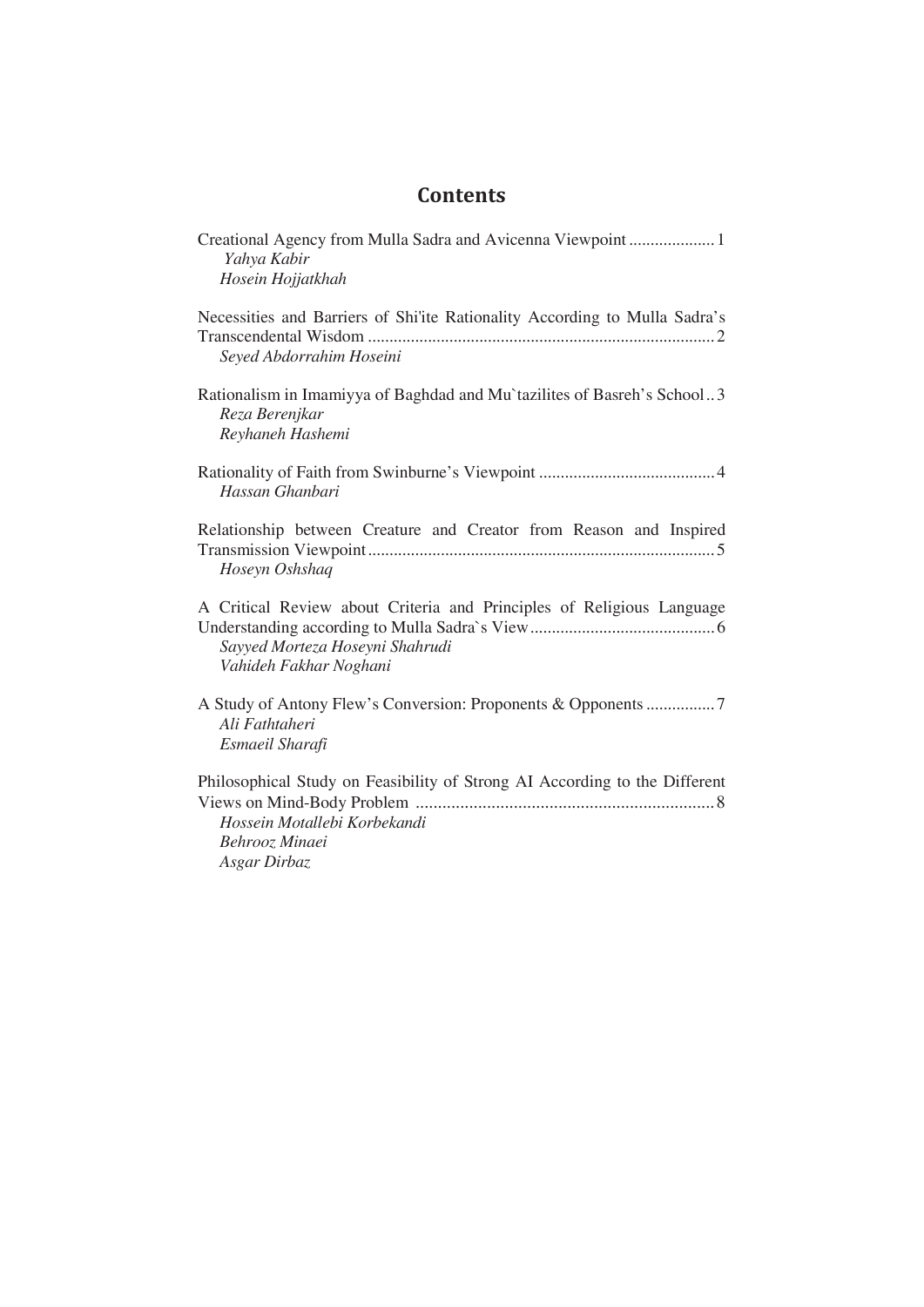# Contents

Creational Agency from Mulla Sadra and Avicenna Viewpoint .................... 1
*Yahya Kabir*
*Hosein Hojjatkhah*

Necessities and Barriers of Shi'ite Rationality According to Mulla Sadra's Transcendental Wisdom ................................................................................ 2
*Seyed Abdorrahim Hoseini*

Rationalism in Imamiyya of Baghdad and Mu`tazilites of Basreh's School .. 3
*Reza Berenjkar*
*Reyhaneh Hashemi*

Rationality of Faith from Swinburne's Viewpoint ......................................... 4
*Hassan Ghanbari*

Relationship between Creature and Creator from Reason and Inspired Transmission Viewpoint ................................................................................ 5
*Hoseyn Oshshaq*

A Critical Review about Criteria and Principles of Religious Language Understanding according to Mulla Sadra`s View ........................................... 6
*Sayyed Morteza Hoseyni Shahrudi*
*Vahideh Fakhar Noghani*

A Study of Antony Flew's Conversion: Proponents & Opponents ................ 7
*Ali Fathtaheri*
*Esmaeil Sharafi*

Philosophical Study on Feasibility of Strong AI According to the Different Views on Mind-Body Problem ................................................................... 8
*Hossein Motallebi Korbekandi*
*Behrooz Minaei*
*Asgar Dirbaz*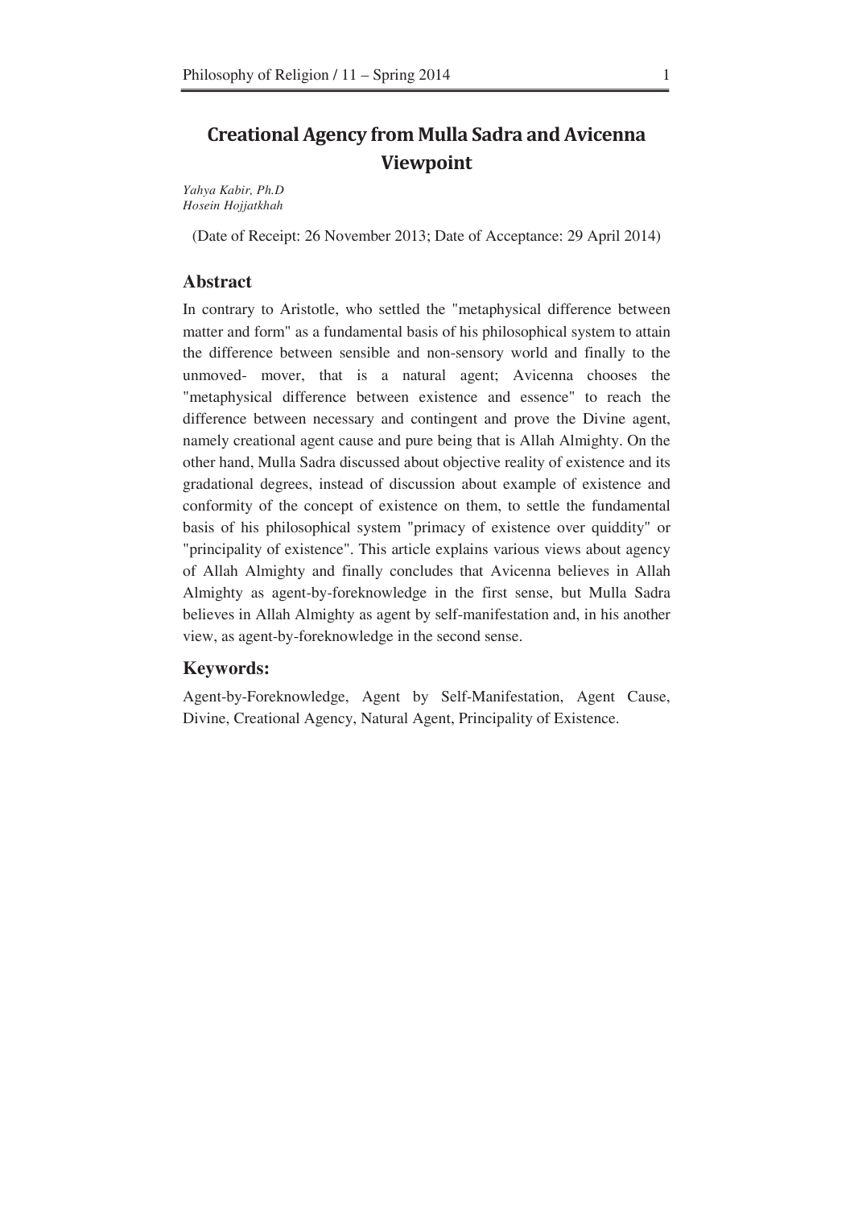# Creational Agency from Mulla Sadra and Avicenna Viewpoint

*Yahya Kabir, Ph.D*
*Hosein Hojjatkhah*

(Date of Receipt: 26 November 2013; Date of Acceptance: 29 April 2014)

## Abstract

In contrary to Aristotle, who settled the "metaphysical difference between matter and form" as a fundamental basis of his philosophical system to attain the difference between sensible and non-sensory world and finally to the unmoved- mover, that is a natural agent; Avicenna chooses the "metaphysical difference between existence and essence" to reach the difference between necessary and contingent and prove the Divine agent, namely creational agent cause and pure being that is Allah Almighty. On the other hand, Mulla Sadra discussed about objective reality of existence and its gradational degrees, instead of discussion about example of existence and conformity of the concept of existence on them, to settle the fundamental basis of his philosophical system "primacy of existence over quiddity" or "principality of existence". This article explains various views about agency of Allah Almighty and finally concludes that Avicenna believes in Allah Almighty as agent-by-foreknowledge in the first sense, but Mulla Sadra believes in Allah Almighty as agent by self-manifestation and, in his another view, as agent-by-foreknowledge in the second sense.

## Keywords:

Agent-by-Foreknowledge, Agent by Self-Manifestation, Agent Cause, Divine, Creational Agency, Natural Agent, Principality of Existence.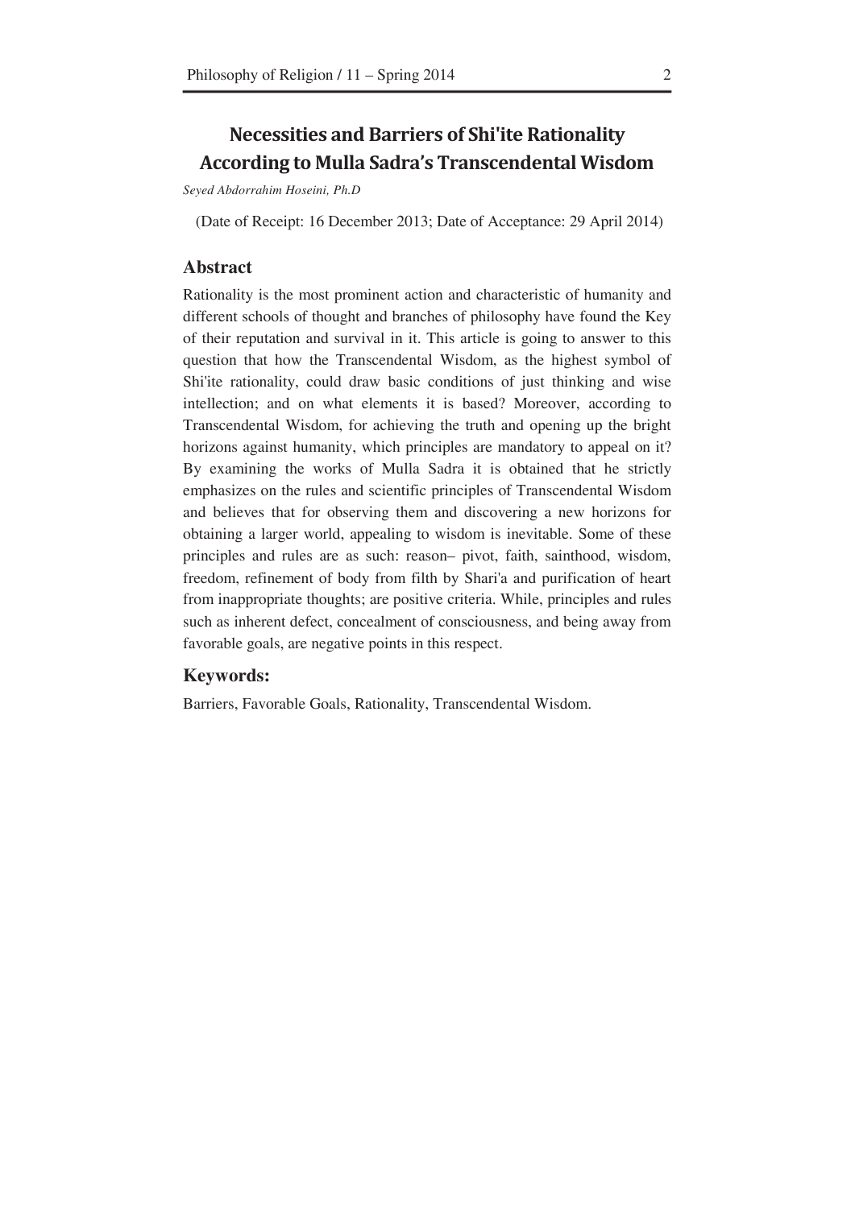# Necessities and Barriers of Shi'ite Rationality According to Mulla Sadra's Transcendental Wisdom

*Seyed Abdorrahim Hoseini, Ph.D*

(Date of Receipt: 16 December 2013; Date of Acceptance: 29 April 2014)

## Abstract

Rationality is the most prominent action and characteristic of humanity and different schools of thought and branches of philosophy have found the Key of their reputation and survival in it. This article is going to answer to this question that how the Transcendental Wisdom, as the highest symbol of Shi'ite rationality, could draw basic conditions of just thinking and wise intellection; and on what elements it is based? Moreover, according to Transcendental Wisdom, for achieving the truth and opening up the bright horizons against humanity, which principles are mandatory to appeal on it? By examining the works of Mulla Sadra it is obtained that he strictly emphasizes on the rules and scientific principles of Transcendental Wisdom and believes that for observing them and discovering a new horizons for obtaining a larger world, appealing to wisdom is inevitable. Some of these principles and rules are as such: reason– pivot, faith, sainthood, wisdom, freedom, refinement of body from filth by Shari'a and purification of heart from inappropriate thoughts; are positive criteria. While, principles and rules such as inherent defect, concealment of consciousness, and being away from favorable goals, are negative points in this respect.

## Keywords:

Barriers, Favorable Goals, Rationality, Transcendental Wisdom.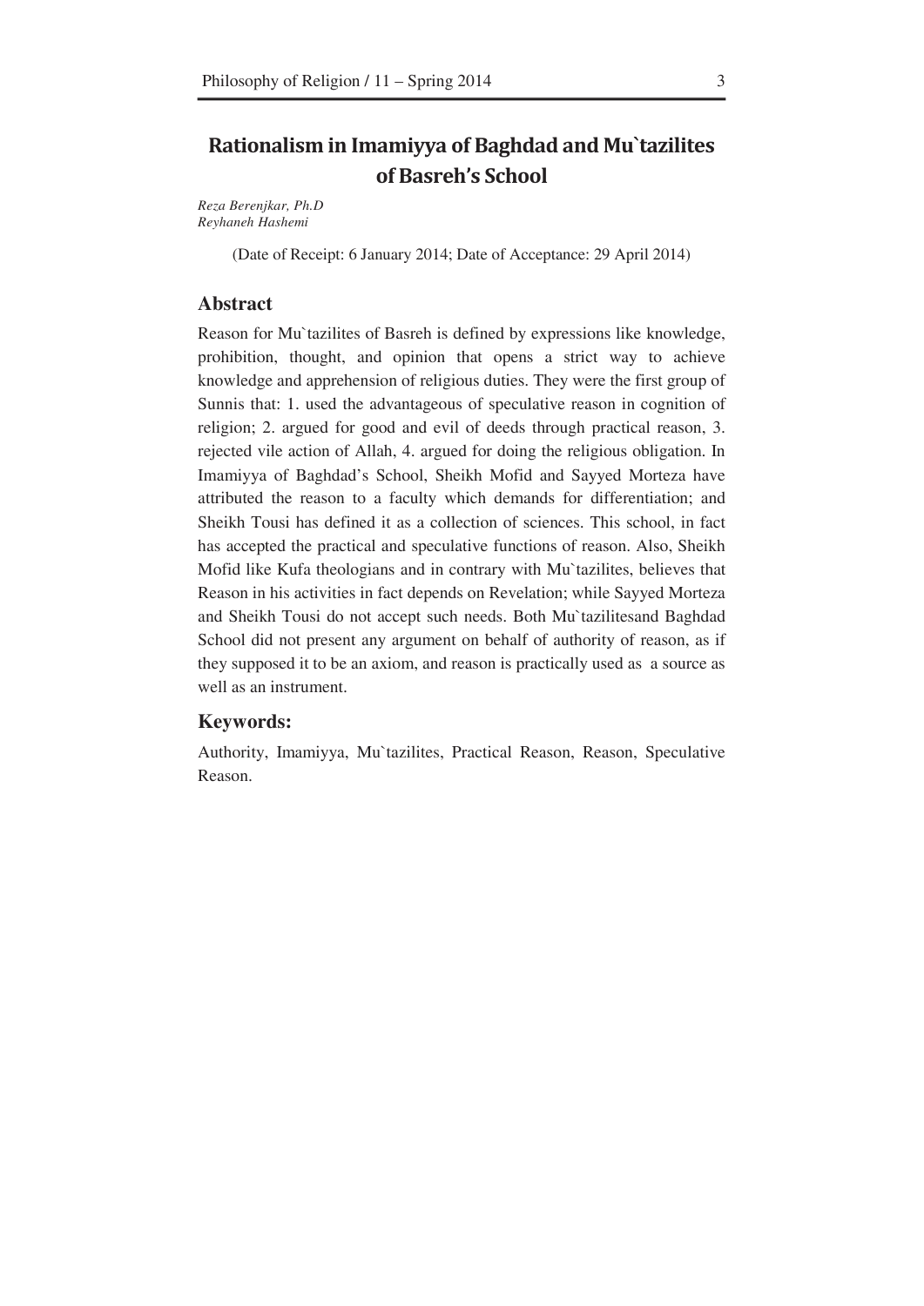# Rationalism in Imamiyya of Baghdad and Mu`tazilites of Basreh's School

*Reza Berenjkar, Ph.D*
*Reyhaneh Hashemi*

(Date of Receipt: 6 January 2014; Date of Acceptance: 29 April 2014)

## Abstract

Reason for Mu`tazilites of Basreh is defined by expressions like knowledge, prohibition, thought, and opinion that opens a strict way to achieve knowledge and apprehension of religious duties. They were the first group of Sunnis that: 1. used the advantageous of speculative reason in cognition of religion; 2. argued for good and evil of deeds through practical reason, 3. rejected vile action of Allah, 4. argued for doing the religious obligation. In Imamiyya of Baghdad's School, Sheikh Mofid and Sayyed Morteza have attributed the reason to a faculty which demands for differentiation; and Sheikh Tousi has defined it as a collection of sciences. This school, in fact has accepted the practical and speculative functions of reason. Also, Sheikh Mofid like Kufa theologians and in contrary with Mu`tazilites, believes that Reason in his activities in fact depends on Revelation; while Sayyed Morteza and Sheikh Tousi do not accept such needs. Both Mu`tazilitesand Baghdad School did not present any argument on behalf of authority of reason, as if they supposed it to be an axiom, and reason is practically used as a source as well as an instrument.

## Keywords:

Authority, Imamiyya, Mu`tazilites, Practical Reason, Reason, Speculative Reason.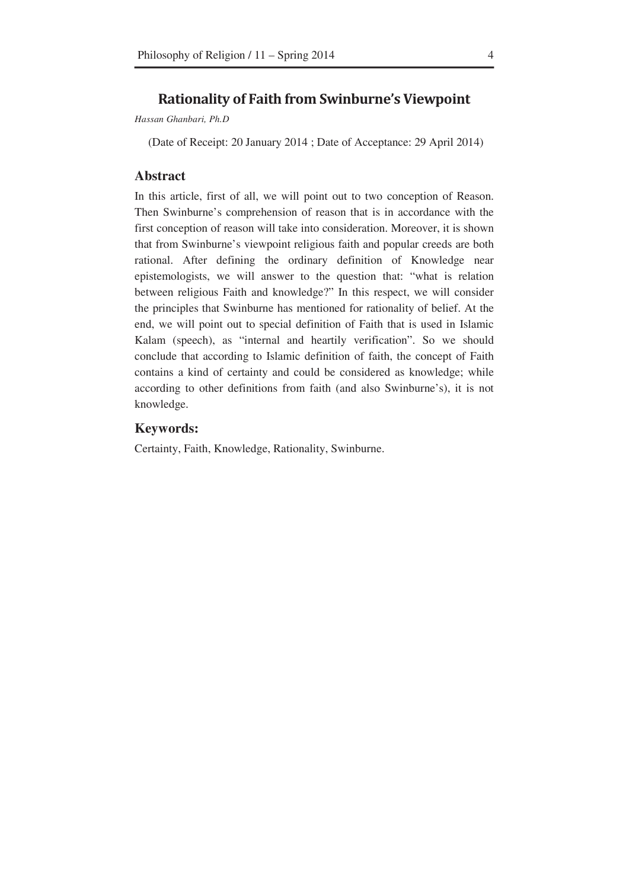## Rationality of Faith from Swinburne's Viewpoint

*Hassan Ghanbari, Ph.D*

(Date of Receipt: 20 January 2014 ; Date of Acceptance: 29 April 2014)

### Abstract

In this article, first of all, we will point out to two conception of Reason. Then Swinburne's comprehension of reason that is in accordance with the first conception of reason will take into consideration. Moreover, it is shown that from Swinburne's viewpoint religious faith and popular creeds are both rational. After defining the ordinary definition of Knowledge near epistemologists, we will answer to the question that: "what is relation between religious Faith and knowledge?" In this respect, we will consider the principles that Swinburne has mentioned for rationality of belief. At the end, we will point out to special definition of Faith that is used in Islamic Kalam (speech), as "internal and heartily verification". So we should conclude that according to Islamic definition of faith, the concept of Faith contains a kind of certainty and could be considered as knowledge; while according to other definitions from faith (and also Swinburne's), it is not knowledge.

### Keywords:

Certainty, Faith, Knowledge, Rationality, Swinburne.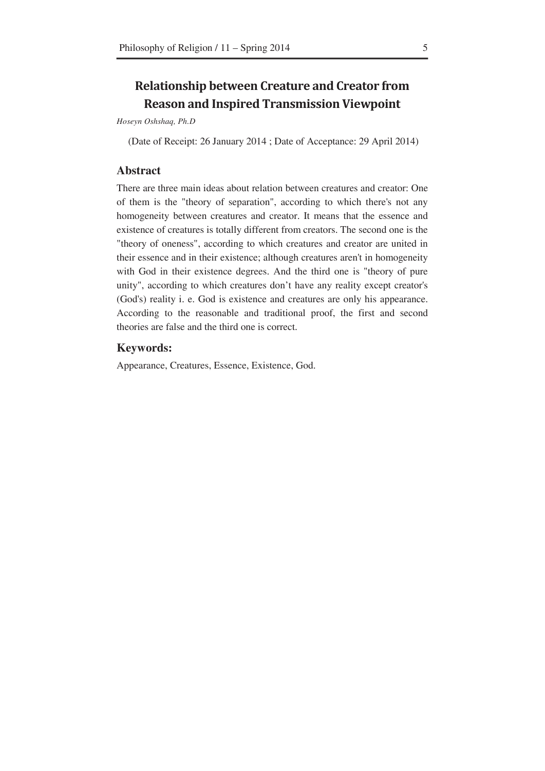# Relationship between Creature and Creator from Reason and Inspired Transmission Viewpoint

*Hoseyn Oshshaq, Ph.D*

(Date of Receipt: 26 January 2014 ; Date of Acceptance: 29 April 2014)

## Abstract

There are three main ideas about relation between creatures and creator: One of them is the "theory of separation", according to which there's not any homogeneity between creatures and creator. It means that the essence and existence of creatures is totally different from creators. The second one is the "theory of oneness", according to which creatures and creator are united in their essence and in their existence; although creatures aren't in homogeneity with God in their existence degrees. And the third one is "theory of pure unity", according to which creatures don't have any reality except creator's (God's) reality i. e. God is existence and creatures are only his appearance. According to the reasonable and traditional proof, the first and second theories are false and the third one is correct.

## Keywords:

Appearance, Creatures, Essence, Existence, God.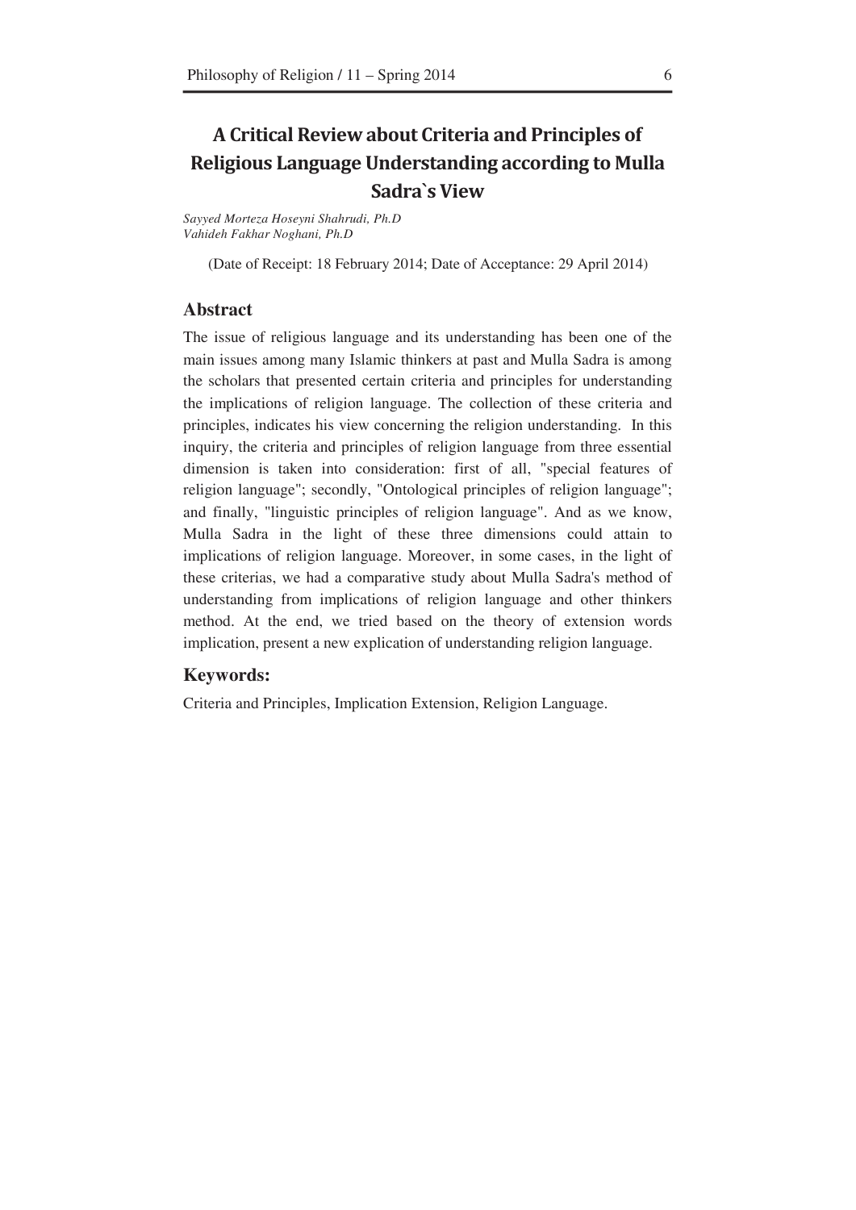# A Critical Review about Criteria and Principles of Religious Language Understanding according to Mulla Sadra`s View

*Sayyed Morteza Hoseyni Shahrudi, Ph.D*
*Vahideh Fakhar Noghani, Ph.D*

(Date of Receipt: 18 February 2014; Date of Acceptance: 29 April 2014)

## Abstract

The issue of religious language and its understanding has been one of the main issues among many Islamic thinkers at past and Mulla Sadra is among the scholars that presented certain criteria and principles for understanding the implications of religion language. The collection of these criteria and principles, indicates his view concerning the religion understanding. In this inquiry, the criteria and principles of religion language from three essential dimension is taken into consideration: first of all, "special features of religion language"; secondly, "Ontological principles of religion language"; and finally, "linguistic principles of religion language". And as we know, Mulla Sadra in the light of these three dimensions could attain to implications of religion language. Moreover, in some cases, in the light of these criterias, we had a comparative study about Mulla Sadra's method of understanding from implications of religion language and other thinkers method. At the end, we tried based on the theory of extension words implication, present a new explication of understanding religion language.

## Keywords:

Criteria and Principles, Implication Extension, Religion Language.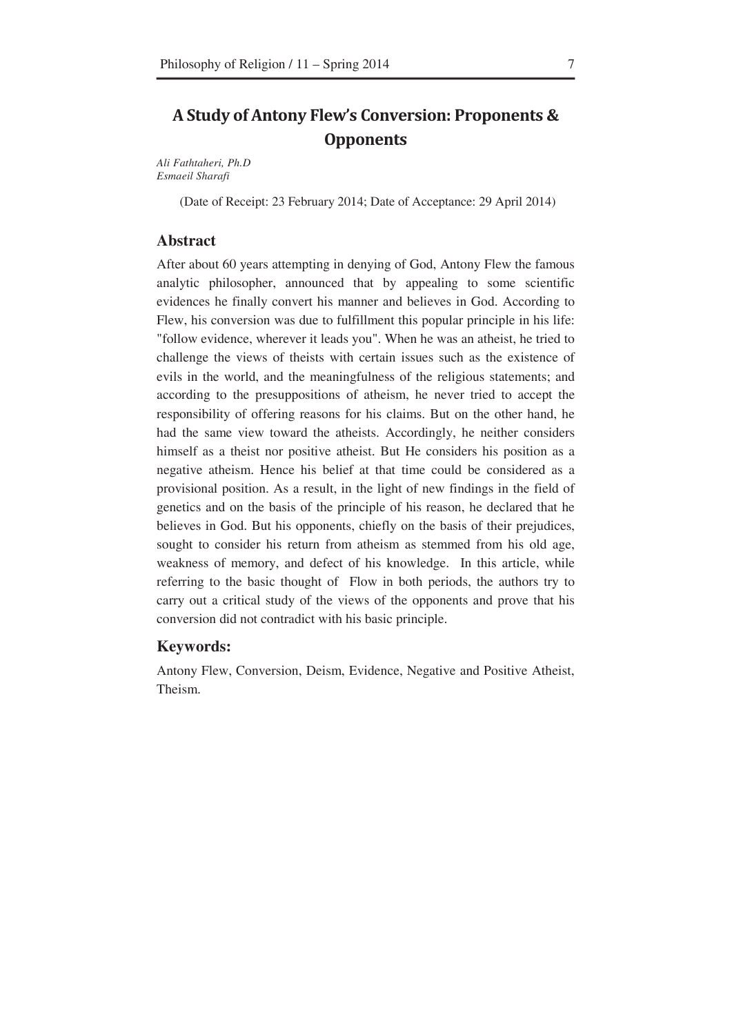# A Study of Antony Flew's Conversion: Proponents & Opponents

*Ali Fathtaheri, Ph.D*
*Esmaeil Sharafi*

(Date of Receipt: 23 February 2014; Date of Acceptance: 29 April 2014)

## Abstract

After about 60 years attempting in denying of God, Antony Flew the famous analytic philosopher, announced that by appealing to some scientific evidences he finally convert his manner and believes in God. According to Flew, his conversion was due to fulfillment this popular principle in his life: "follow evidence, wherever it leads you". When he was an atheist, he tried to challenge the views of theists with certain issues such as the existence of evils in the world, and the meaningfulness of the religious statements; and according to the presuppositions of atheism, he never tried to accept the responsibility of offering reasons for his claims. But on the other hand, he had the same view toward the atheists. Accordingly, he neither considers himself as a theist nor positive atheist. But He considers his position as a negative atheism. Hence his belief at that time could be considered as a provisional position. As a result, in the light of new findings in the field of genetics and on the basis of the principle of his reason, he declared that he believes in God. But his opponents, chiefly on the basis of their prejudices, sought to consider his return from atheism as stemmed from his old age, weakness of memory, and defect of his knowledge. In this article, while referring to the basic thought of Flow in both periods, the authors try to carry out a critical study of the views of the opponents and prove that his conversion did not contradict with his basic principle.

## Keywords:

Antony Flew, Conversion, Deism, Evidence, Negative and Positive Atheist, Theism.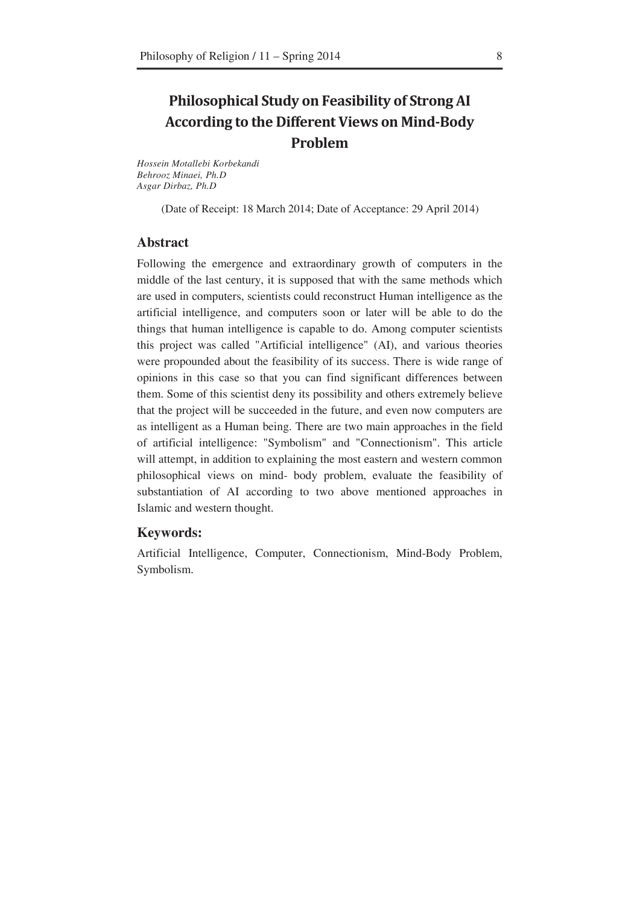# Philosophical Study on Feasibility of Strong AI According to the Different Views on Mind-Body Problem

*Hossein Motallebi Korbekandi*
*Behrooz Minaei, Ph.D*
*Asgar Dirbaz, Ph.D*

(Date of Receipt: 18 March 2014; Date of Acceptance: 29 April 2014)

## Abstract

Following the emergence and extraordinary growth of computers in the middle of the last century, it is supposed that with the same methods which are used in computers, scientists could reconstruct Human intelligence as the artificial intelligence, and computers soon or later will be able to do the things that human intelligence is capable to do. Among computer scientists this project was called "Artificial intelligence" (AI), and various theories were propounded about the feasibility of its success. There is wide range of opinions in this case so that you can find significant differences between them. Some of this scientist deny its possibility and others extremely believe that the project will be succeeded in the future, and even now computers are as intelligent as a Human being. There are two main approaches in the field of artificial intelligence: "Symbolism" and "Connectionism". This article will attempt, in addition to explaining the most eastern and western common philosophical views on mind- body problem, evaluate the feasibility of substantiation of AI according to two above mentioned approaches in Islamic and western thought.

## Keywords:

Artificial Intelligence, Computer, Connectionism, Mind-Body Problem, Symbolism.